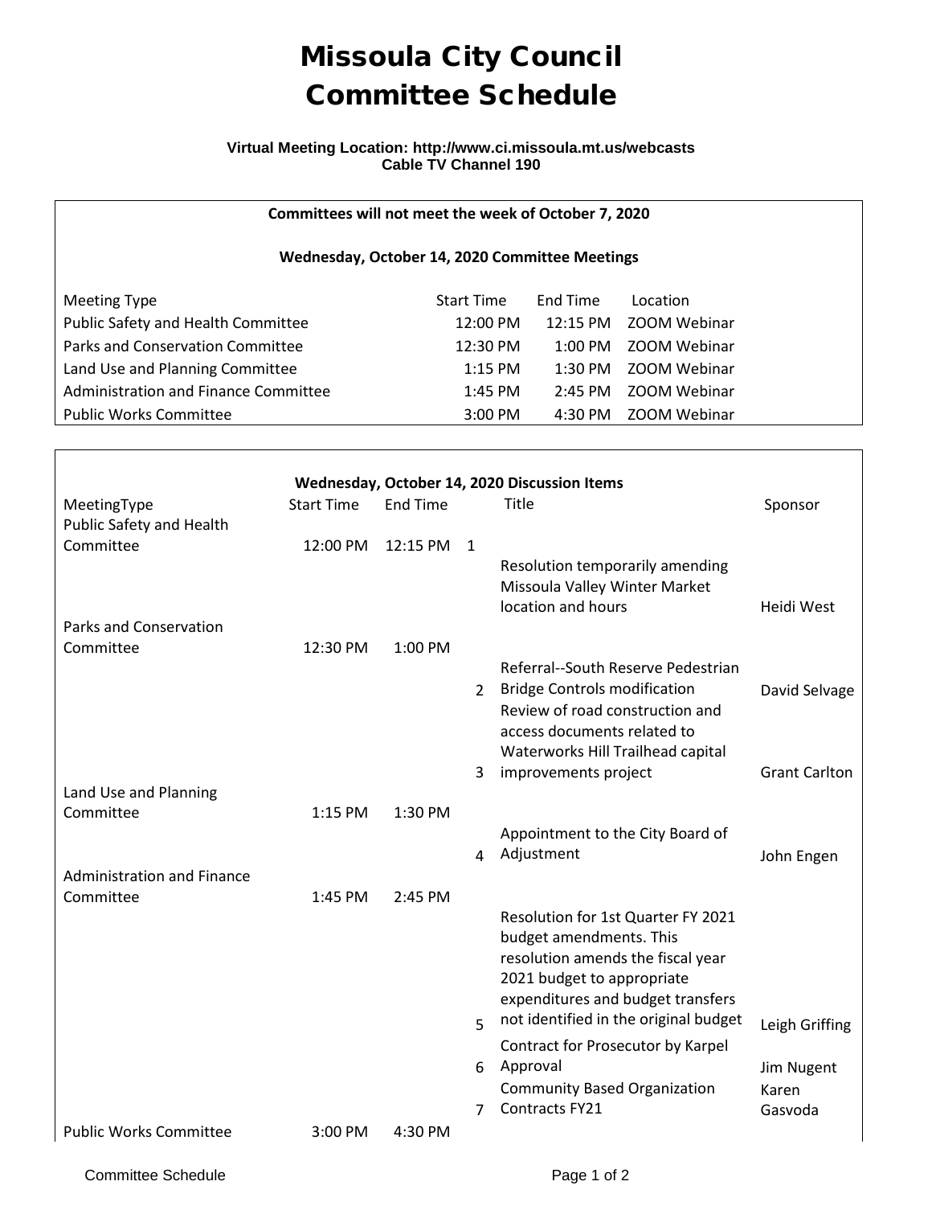# Missoula City Council
# Committee Schedule

**Virtual Meeting Location: http://www.ci.missoula.mt.us/webcasts**
**Cable TV Channel 190**

**Committees will not meet the week of October 7, 2020**

**Wednesday, October 14, 2020 Committee Meetings**

| Meeting Type | Start Time | End Time | Location |
|---|---|---|---|
| Public Safety and Health Committee | 12:00 PM | 12:15 PM | ZOOM Webinar |
| Parks and Conservation Committee | 12:30 PM | 1:00 PM | ZOOM Webinar |
| Land Use and Planning Committee | 1:15 PM | 1:30 PM | ZOOM Webinar |
| Administration and Finance Committee | 1:45 PM | 2:45 PM | ZOOM Webinar |
| Public Works Committee | 3:00 PM | 4:30 PM | ZOOM Webinar |

**Wednesday, October 14, 2020 Discussion Items**

| MeetingType | Start Time | End Time | | Title | Sponsor |
|---|---|---|---|---|---|
| Public Safety and Health Committee | 12:00 PM | 12:15 PM | 1 | Resolution temporarily amending Missoula Valley Winter Market location and hours | Heidi West |
| Parks and Conservation Committee | 12:30 PM | 1:00 PM | | | |
| | | | 2 | Referral--South Reserve Pedestrian Bridge Controls modification | David Selvage |
| | | | 3 | Review of road construction and access documents related to Waterworks Hill Trailhead capital improvements project | Grant Carlton |
| Land Use and Planning Committee | 1:15 PM | 1:30 PM | | | |
| | | | 4 | Appointment to the City Board of Adjustment | John Engen |
| Administration and Finance Committee | 1:45 PM | 2:45 PM | | | |
| | | | 5 | Resolution for 1st Quarter FY 2021 budget amendments. This resolution amends the fiscal year 2021 budget to appropriate expenditures and budget transfers not identified in the original budget | Leigh Griffing |
| | | | 6 | Contract for Prosecutor by Karpel Approval | Jim Nugent |
| | | | 7 | Community Based Organization Contracts FY21 | Karen Gasvoda |
| Public Works Committee | 3:00 PM | 4:30 PM | | | |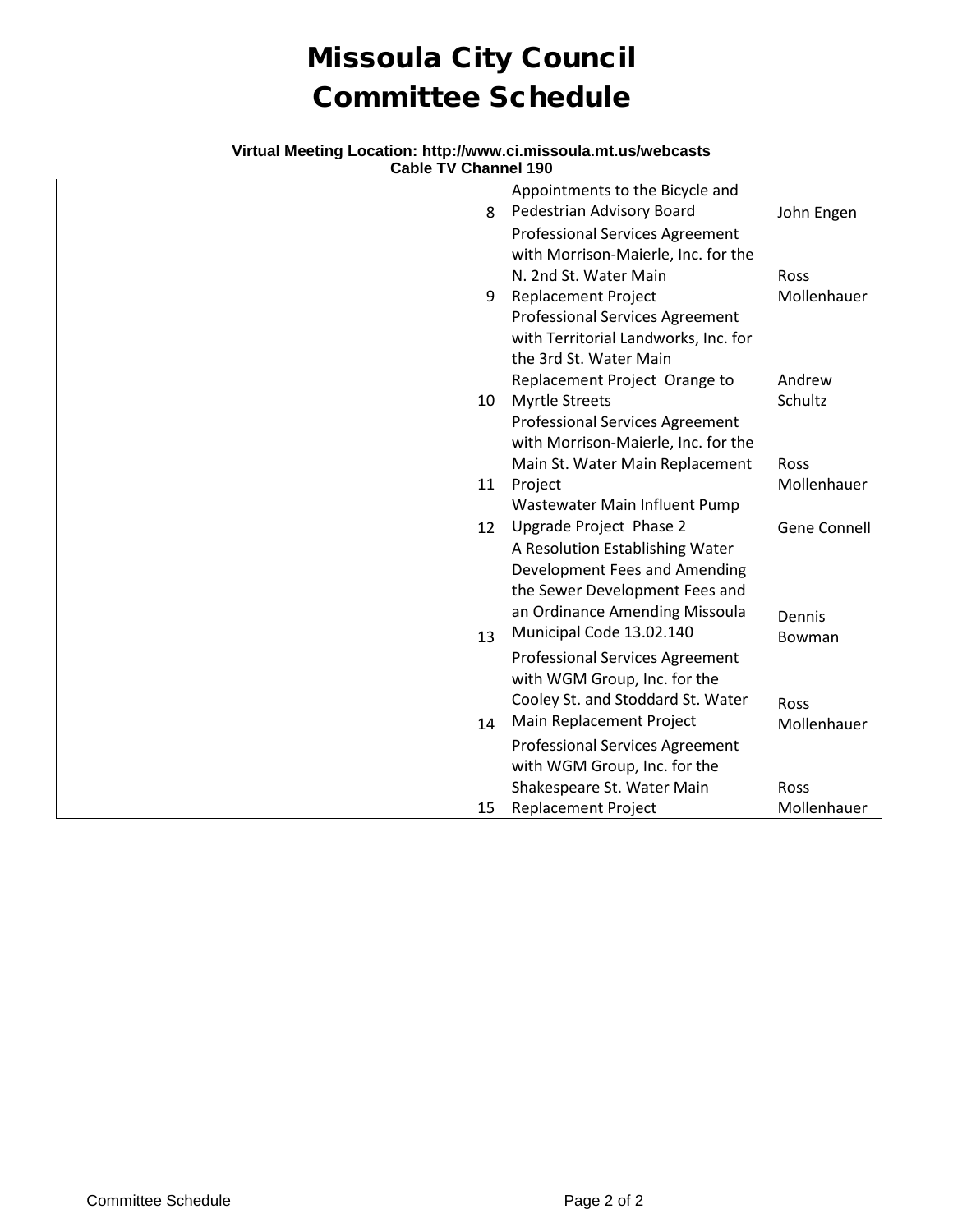# Missoula City Council
# Committee Schedule

**Virtual Meeting Location: http://www.ci.missoula.mt.us/webcasts**
**Cable TV Channel 190**

| | | | |
|---|---|---|---|
| | 8 | Appointments to the Bicycle and Pedestrian Advisory Board | John Engen |
| | 9 | Professional Services Agreement with Morrison-Maierle, Inc. for the N. 2nd St. Water Main Replacement Project | Ross Mollenhauer |
| | 10 | Professional Services Agreement with Territorial Landworks, Inc. for the 3rd St. Water Main Replacement Project Orange to Myrtle Streets | Andrew Schultz |
| | 11 | Professional Services Agreement with Morrison-Maierle, Inc. for the Main St. Water Main Replacement Project | Ross Mollenhauer |
| | 12 | Wastewater Main Influent Pump Upgrade Project Phase 2 | Gene Connell |
| | 13 | A Resolution Establishing Water Development Fees and Amending the Sewer Development Fees and an Ordinance Amending Missoula Municipal Code 13.02.140 | Dennis Bowman |
| | 14 | Professional Services Agreement with WGM Group, Inc. for the Cooley St. and Stoddard St. Water Main Replacement Project | Ross Mollenhauer |
| | 15 | Professional Services Agreement with WGM Group, Inc. for the Shakespeare St. Water Main Replacement Project | Ross Mollenhauer |